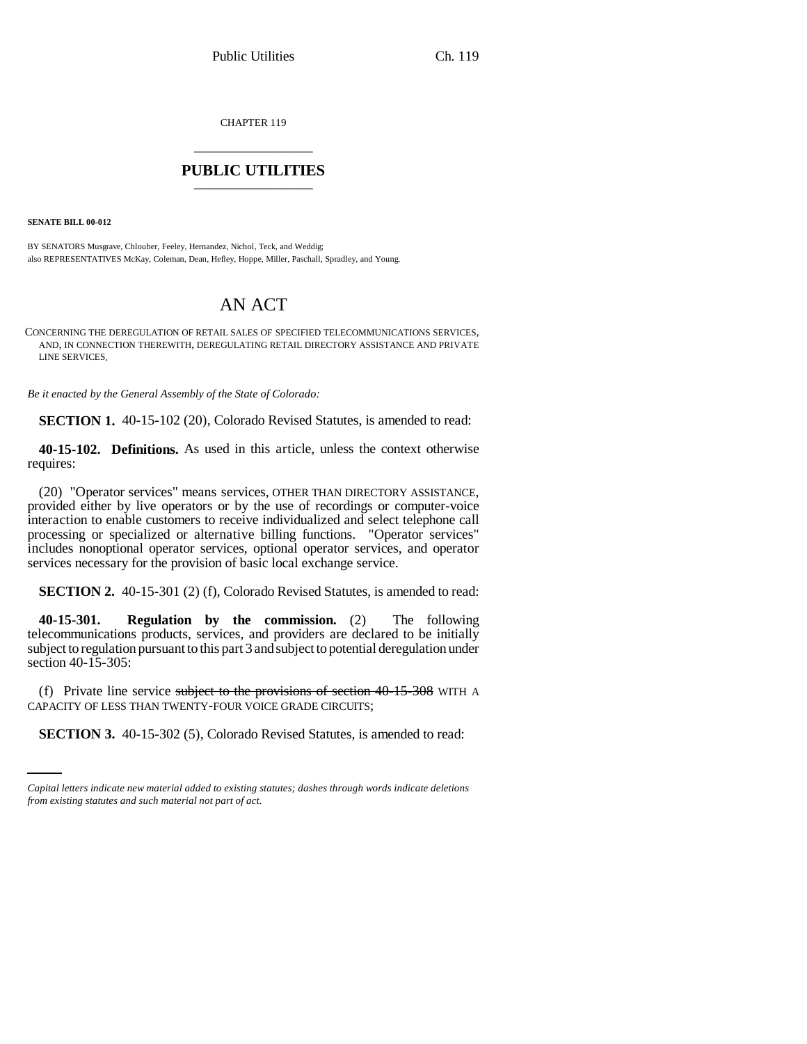CHAPTER 119

## PUBLIC UTILITIES

**SENATE BILL 00-012**

BY SENATORS Musgrave, Chlouber, Feeley, Hernandez, Nichol, Teck, and Weddig;
also REPRESENTATIVES McKay, Coleman, Dean, Hefley, Hoppe, Miller, Paschall, Spradley, and Young.

# AN ACT

CONCERNING THE DEREGULATION OF RETAIL SALES OF SPECIFIED TELECOMMUNICATIONS SERVICES, AND, IN CONNECTION THEREWITH, DEREGULATING RETAIL DIRECTORY ASSISTANCE AND PRIVATE LINE SERVICES.

*Be it enacted by the General Assembly of the State of Colorado:*

**SECTION 1.** 40-15-102 (20), Colorado Revised Statutes, is amended to read:

**40-15-102. Definitions.** As used in this article, unless the context otherwise requires:

(20) "Operator services" means services, OTHER THAN DIRECTORY ASSISTANCE, provided either by live operators or by the use of recordings or computer-voice interaction to enable customers to receive individualized and select telephone call processing or specialized or alternative billing functions. "Operator services" includes nonoptional operator services, optional operator services, and operator services necessary for the provision of basic local exchange service.

**SECTION 2.** 40-15-301 (2) (f), Colorado Revised Statutes, is amended to read:

**40-15-301. Regulation by the commission.** (2) The following telecommunications products, services, and providers are declared to be initially subject to regulation pursuant to this part 3 and subject to potential deregulation under section 40-15-305:

(f) Private line service ~~subject to the provisions of section 40-15-308~~ WITH A CAPACITY OF LESS THAN TWENTY-FOUR VOICE GRADE CIRCUITS;

**SECTION 3.** 40-15-302 (5), Colorado Revised Statutes, is amended to read:

*Capital letters indicate new material added to existing statutes; dashes through words indicate deletions from existing statutes and such material not part of act.*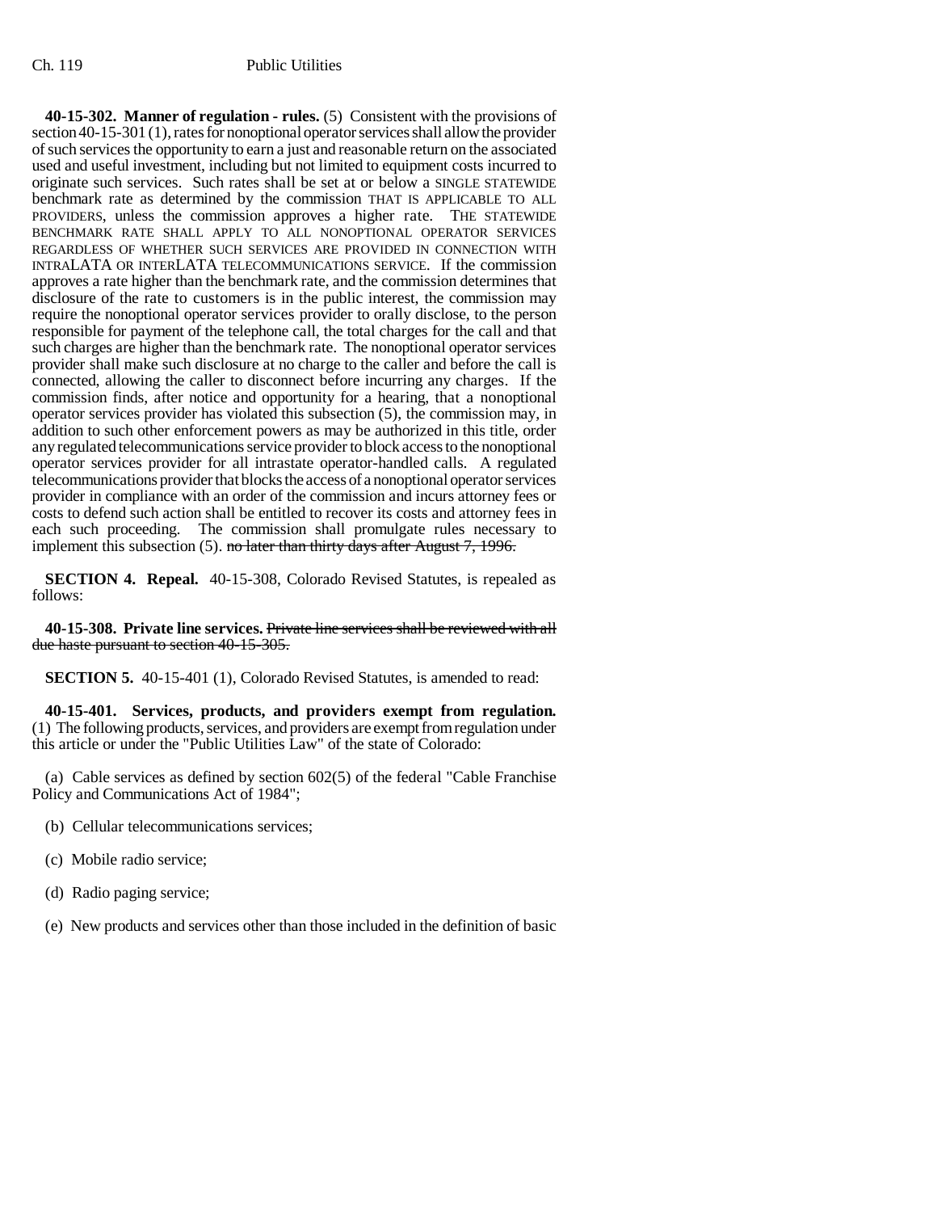**40-15-302. Manner of regulation - rules.** (5) Consistent with the provisions of section 40-15-301 (1), rates for nonoptional operator services shall allow the provider of such services the opportunity to earn a just and reasonable return on the associated used and useful investment, including but not limited to equipment costs incurred to originate such services. Such rates shall be set at or below a SINGLE STATEWIDE benchmark rate as determined by the commission THAT IS APPLICABLE TO ALL PROVIDERS, unless the commission approves a higher rate. THE STATEWIDE BENCHMARK RATE SHALL APPLY TO ALL NONOPTIONAL OPERATOR SERVICES REGARDLESS OF WHETHER SUCH SERVICES ARE PROVIDED IN CONNECTION WITH INTRALATA OR INTERLATA TELECOMMUNICATIONS SERVICE. If the commission approves a rate higher than the benchmark rate, and the commission determines that disclosure of the rate to customers is in the public interest, the commission may require the nonoptional operator services provider to orally disclose, to the person responsible for payment of the telephone call, the total charges for the call and that such charges are higher than the benchmark rate. The nonoptional operator services provider shall make such disclosure at no charge to the caller and before the call is connected, allowing the caller to disconnect before incurring any charges. If the commission finds, after notice and opportunity for a hearing, that a nonoptional operator services provider has violated this subsection (5), the commission may, in addition to such other enforcement powers as may be authorized in this title, order any regulated telecommunications service provider to block access to the nonoptional operator services provider for all intrastate operator-handled calls. A regulated telecommunications provider that blocks the access of a nonoptional operator services provider in compliance with an order of the commission and incurs attorney fees or costs to defend such action shall be entitled to recover its costs and attorney fees in each such proceeding. The commission shall promulgate rules necessary to implement this subsection (5). ~~no later than thirty days after August 7, 1996.~~

**SECTION 4. Repeal.** 40-15-308, Colorado Revised Statutes, is repealed as follows:

**40-15-308. Private line services.** ~~Private line services shall be reviewed with all due haste pursuant to section 40-15-305.~~

**SECTION 5.** 40-15-401 (1), Colorado Revised Statutes, is amended to read:

**40-15-401. Services, products, and providers exempt from regulation.** (1) The following products, services, and providers are exempt from regulation under this article or under the "Public Utilities Law" of the state of Colorado:

(a) Cable services as defined by section 602(5) of the federal "Cable Franchise Policy and Communications Act of 1984";

(b) Cellular telecommunications services;

(c) Mobile radio service;

(d) Radio paging service;

(e) New products and services other than those included in the definition of basic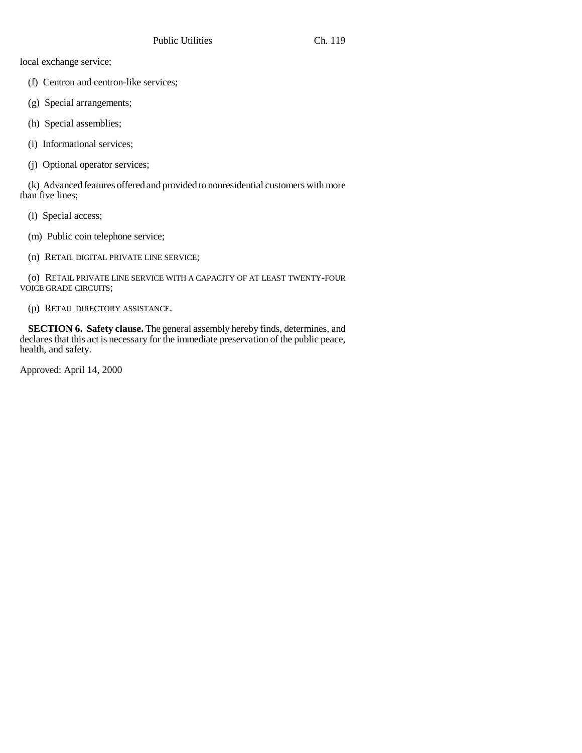local exchange service;

(f) Centron and centron-like services;

(g) Special arrangements;

(h) Special assemblies;

(i) Informational services;

(j) Optional operator services;

(k) Advanced features offered and provided to nonresidential customers with more than five lines;

(l) Special access;

(m) Public coin telephone service;

(n) RETAIL DIGITAL PRIVATE LINE SERVICE;

(o) RETAIL PRIVATE LINE SERVICE WITH A CAPACITY OF AT LEAST TWENTY-FOUR VOICE GRADE CIRCUITS;

(p) RETAIL DIRECTORY ASSISTANCE.

**SECTION 6. Safety clause.** The general assembly hereby finds, determines, and declares that this act is necessary for the immediate preservation of the public peace, health, and safety.

Approved: April 14, 2000